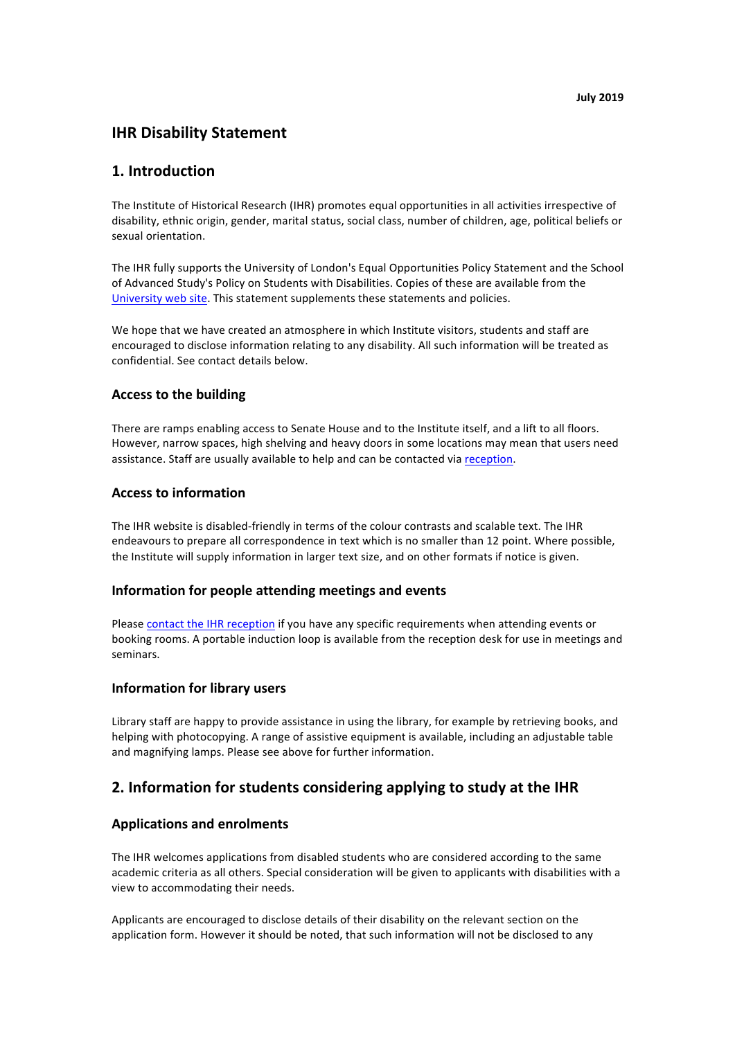**July 2019**

# IHR Disability Statement

## 1. Introduction

The Institute of Historical Research (IHR) promotes equal opportunities in all activities irrespective of disability, ethnic origin, gender, marital status, social class, number of children, age, political beliefs or sexual orientation.

The IHR fully supports the University of London's Equal Opportunities Policy Statement and the School of Advanced Study's Policy on Students with Disabilities. Copies of these are available from the University web site. This statement supplements these statements and policies.

We hope that we have created an atmosphere in which Institute visitors, students and staff are encouraged to disclose information relating to any disability. All such information will be treated as confidential. See contact details below.

### Access to the building

There are ramps enabling access to Senate House and to the Institute itself, and a lift to all floors. However, narrow spaces, high shelving and heavy doors in some locations may mean that users need assistance. Staff are usually available to help and can be contacted via reception.

### Access to information

The IHR website is disabled-friendly in terms of the colour contrasts and scalable text. The IHR endeavours to prepare all correspondence in text which is no smaller than 12 point. Where possible, the Institute will supply information in larger text size, and on other formats if notice is given.

### Information for people attending meetings and events

Please contact the IHR reception if you have any specific requirements when attending events or booking rooms. A portable induction loop is available from the reception desk for use in meetings and seminars.

### Information for library users

Library staff are happy to provide assistance in using the library, for example by retrieving books, and helping with photocopying. A range of assistive equipment is available, including an adjustable table and magnifying lamps. Please see above for further information.

## 2. Information for students considering applying to study at the IHR

### Applications and enrolments

The IHR welcomes applications from disabled students who are considered according to the same academic criteria as all others. Special consideration will be given to applicants with disabilities with a view to accommodating their needs.

Applicants are encouraged to disclose details of their disability on the relevant section on the application form. However it should be noted, that such information will not be disclosed to any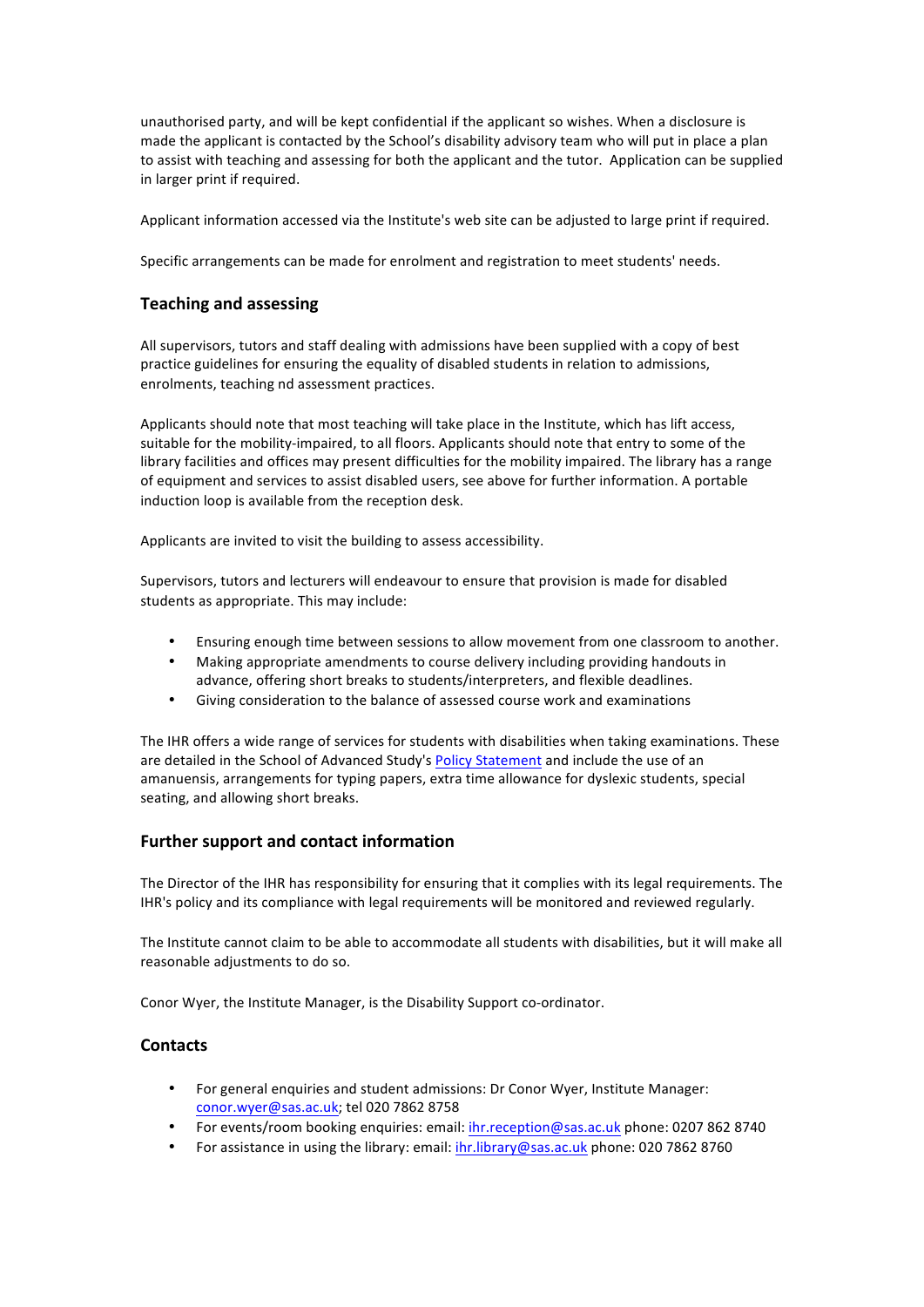unauthorised party, and will be kept confidential if the applicant so wishes. When a disclosure is made the applicant is contacted by the School's disability advisory team who will put in place a plan to assist with teaching and assessing for both the applicant and the tutor. Application can be supplied in larger print if required.

Applicant information accessed via the Institute's web site can be adjusted to large print if required.

Specific arrangements can be made for enrolment and registration to meet students' needs.

## Teaching and assessing

All supervisors, tutors and staff dealing with admissions have been supplied with a copy of best practice guidelines for ensuring the equality of disabled students in relation to admissions, enrolments, teaching nd assessment practices.

Applicants should note that most teaching will take place in the Institute, which has lift access, suitable for the mobility-impaired, to all floors. Applicants should note that entry to some of the library facilities and offices may present difficulties for the mobility impaired. The library has a range of equipment and services to assist disabled users, see above for further information. A portable induction loop is available from the reception desk.

Applicants are invited to visit the building to assess accessibility.

Supervisors, tutors and lecturers will endeavour to ensure that provision is made for disabled students as appropriate. This may include:

- Ensuring enough time between sessions to allow movement from one classroom to another.
- Making appropriate amendments to course delivery including providing handouts in advance, offering short breaks to students/interpreters, and flexible deadlines.
- Giving consideration to the balance of assessed course work and examinations

The IHR offers a wide range of services for students with disabilities when taking examinations. These are detailed in the School of Advanced Study's Policy Statement and include the use of an amanuensis, arrangements for typing papers, extra time allowance for dyslexic students, special seating, and allowing short breaks.

## Further support and contact information

The Director of the IHR has responsibility for ensuring that it complies with its legal requirements. The IHR's policy and its compliance with legal requirements will be monitored and reviewed regularly.

The Institute cannot claim to be able to accommodate all students with disabilities, but it will make all reasonable adjustments to do so.

Conor Wyer, the Institute Manager, is the Disability Support co-ordinator.

## Contacts

- For general enquiries and student admissions: Dr Conor Wyer, Institute Manager: conor.wyer@sas.ac.uk; tel 020 7862 8758
- For events/room booking enquiries: email: ihr.reception@sas.ac.uk phone: 0207 862 8740
- For assistance in using the library: email: ihr.library@sas.ac.uk phone: 020 7862 8760